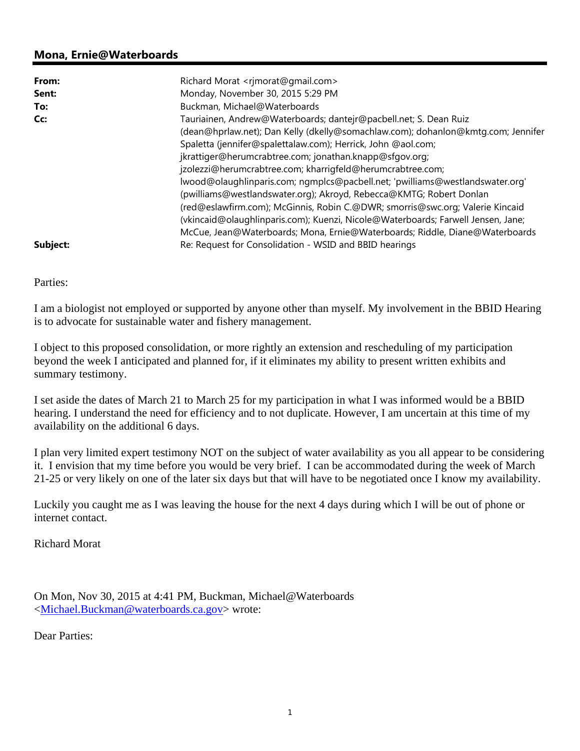## Mona, Ernie@Waterboards

| | |
|---|---|
| **From:** | Richard Morat <rjmorat@gmail.com> |
| **Sent:** | Monday, November 30, 2015 5:29 PM |
| **To:** | Buckman, Michael@Waterboards |
| **Cc:** | Tauriainen, Andrew@Waterboards; dantejr@pacbell.net; S. Dean Ruiz (dean@hprlaw.net); Dan Kelly (dkelly@somachlaw.com); dohanlon@kmtg.com; Jennifer Spaletta (jennifer@spalettalaw.com); Herrick, John @aol.com; jkrattiger@herumcrabtree.com; jonathan.knapp@sfgov.org; jzolezzi@herumcrabtree.com; kharrigfeld@herumcrabtree.com; lwood@olaughlinparis.com; ngmplcs@pacbell.net; 'pwilliams@westlandswater.org' (pwilliams@westlandswater.org); Akroyd, Rebecca@KMTG; Robert Donlan (red@eslawfirm.com); McGinnis, Robin C.@DWR; smorris@swc.org; Valerie Kincaid (vkincaid@olaughlinparis.com); Kuenzi, Nicole@Waterboards; Farwell Jensen, Jane; McCue, Jean@Waterboards; Mona, Ernie@Waterboards; Riddle, Diane@Waterboards |
| **Subject:** | Re: Request for Consolidation - WSID and BBID hearings |

Parties:

I am a biologist not employed or supported by anyone other than myself. My involvement in the BBID Hearing is to advocate for sustainable water and fishery management.

I object to this proposed consolidation, or more rightly an extension and rescheduling of my participation beyond the week I anticipated and planned for, if it eliminates my ability to present written exhibits and summary testimony.

I set aside the dates of March 21 to March 25 for my participation in what I was informed would be a BBID hearing. I understand the need for efficiency and to not duplicate. However, I am uncertain at this time of my availability on the additional 6 days.

I plan very limited expert testimony NOT on the subject of water availability as you all appear to be considering it. I envision that my time before you would be very brief. I can be accommodated during the week of March 21-25 or very likely on one of the later six days but that will have to be negotiated once I know my availability.

Luckily you caught me as I was leaving the house for the next 4 days during which I will be out of phone or internet contact.

Richard Morat

On Mon, Nov 30, 2015 at 4:41 PM, Buckman, Michael@Waterboards <Michael.Buckman@waterboards.ca.gov> wrote:

Dear Parties: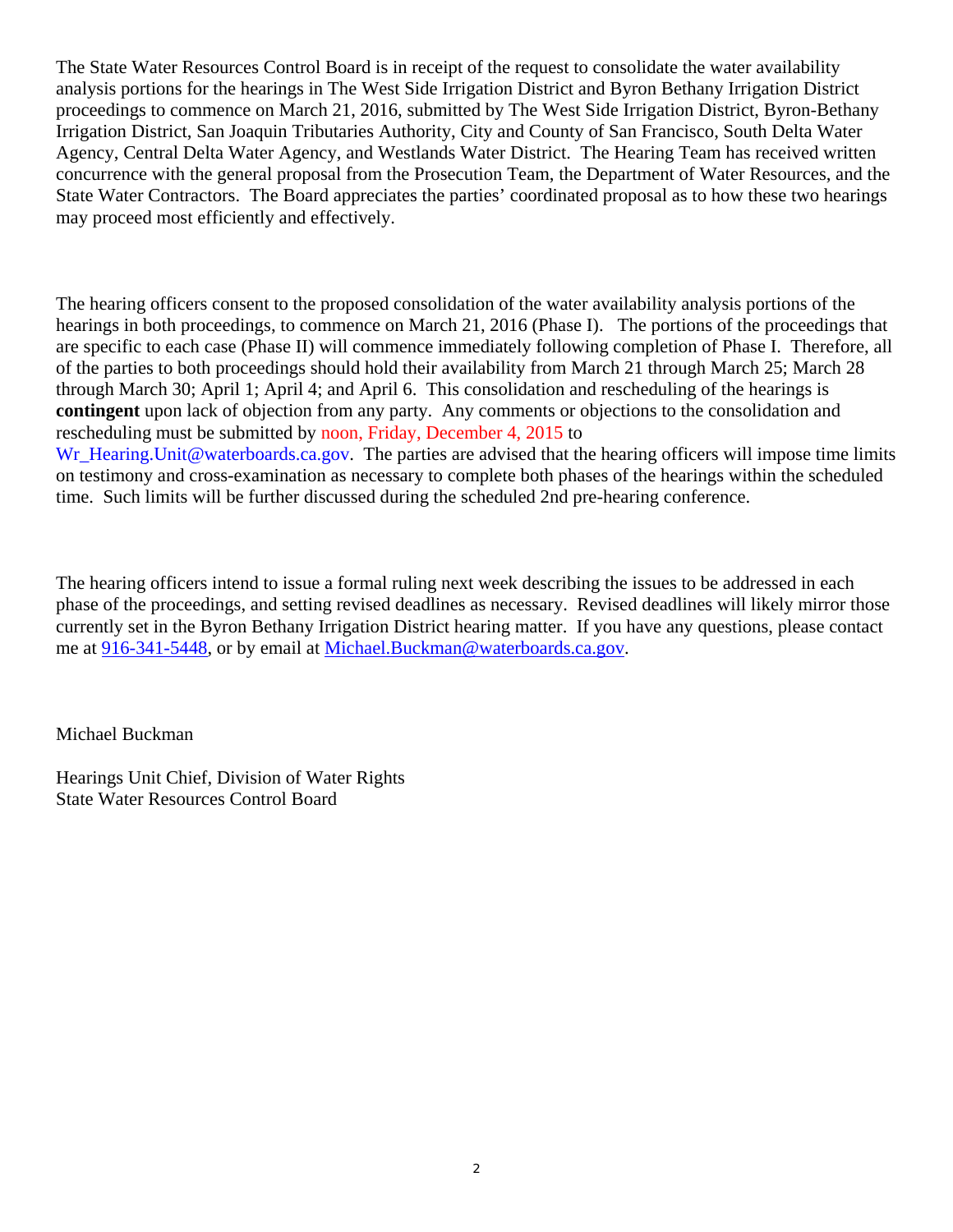The State Water Resources Control Board is in receipt of the request to consolidate the water availability analysis portions for the hearings in The West Side Irrigation District and Byron Bethany Irrigation District proceedings to commence on March 21, 2016, submitted by The West Side Irrigation District, Byron-Bethany Irrigation District, San Joaquin Tributaries Authority, City and County of San Francisco, South Delta Water Agency, Central Delta Water Agency, and Westlands Water District. The Hearing Team has received written concurrence with the general proposal from the Prosecution Team, the Department of Water Resources, and the State Water Contractors. The Board appreciates the parties' coordinated proposal as to how these two hearings may proceed most efficiently and effectively.

The hearing officers consent to the proposed consolidation of the water availability analysis portions of the hearings in both proceedings, to commence on March 21, 2016 (Phase I). The portions of the proceedings that are specific to each case (Phase II) will commence immediately following completion of Phase I. Therefore, all of the parties to both proceedings should hold their availability from March 21 through March 25; March 28 through March 30; April 1; April 4; and April 6. This consolidation and rescheduling of the hearings is **contingent** upon lack of objection from any party. Any comments or objections to the consolidation and rescheduling must be submitted by noon, Friday, December 4, 2015 to Wr_Hearing.Unit@waterboards.ca.gov. The parties are advised that the hearing officers will impose time limits on testimony and cross-examination as necessary to complete both phases of the hearings within the scheduled time. Such limits will be further discussed during the scheduled 2nd pre-hearing conference.

The hearing officers intend to issue a formal ruling next week describing the issues to be addressed in each phase of the proceedings, and setting revised deadlines as necessary. Revised deadlines will likely mirror those currently set in the Byron Bethany Irrigation District hearing matter. If you have any questions, please contact me at 916-341-5448, or by email at Michael.Buckman@waterboards.ca.gov.

Michael Buckman

Hearings Unit Chief, Division of Water Rights
State Water Resources Control Board